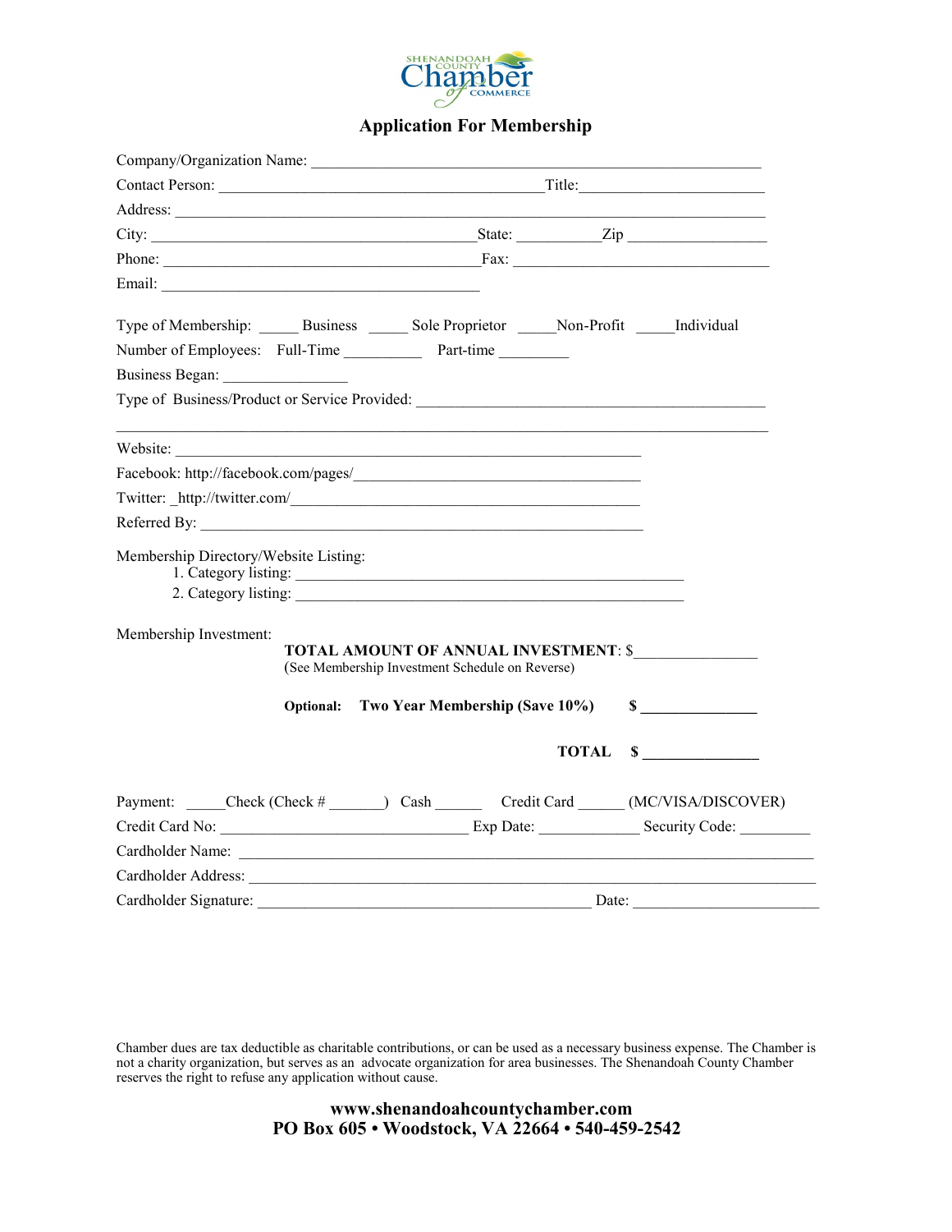SHENANDOAH COUNTY Chamber of COMMERCE

## Application For Membership

Company/Organization Name: ___________________________________________________________

Contact Person: ____________________________________________Title:_________________________

Address: ________________________________________________________________________________

City: ____________________________________________State: ___________Zip __________________

Phone: __________________________________________Fax: __________________________________

Email: __________________________________________

Type of Membership: _____ Business _____ Sole Proprietor _____Non-Profit _____Individual

Number of Employees: Full-Time __________ Part-time _________

Business Began: ________________

Type of Business/Product or Service Provided: _____________________________________________

_________________________________________________________________________________

Website: _______________________________________________________________

Facebook: http://facebook.com/pages/____________________________________

Twitter: _http://twitter.com/_______________________________________________

Referred By: ____________________________________________________________

Membership Directory/Website Listing:

1. Category listing: ____________________________________________________
2. Category listing: ____________________________________________________

Membership Investment:

**TOTAL AMOUNT OF ANNUAL INVESTMENT**: $________________
(See Membership Investment Schedule on Reverse)

**Optional: Two Year Membership (Save 10%)** **$ _______________**

**TOTAL $ _______________**

Payment: _____Check (Check # _______) Cash ______ Credit Card ______ (MC/VISA/DISCOVER)

Credit Card No: _______________________________ Exp Date: _____________ Security Code: _________

Cardholder Name: _________________________________________________________________________

Cardholder Address: _______________________________________________________________________

Cardholder Signature: ___________________________________________ Date: ________________________

Chamber dues are tax deductible as charitable contributions, or can be used as a necessary business expense. The Chamber is not a charity organization, but serves as an advocate organization for area businesses. The Shenandoah County Chamber reserves the right to refuse any application without cause.

**www.shenandoahcountychamber.com**
**PO Box 605 • Woodstock, VA 22664 • 540-459-2542**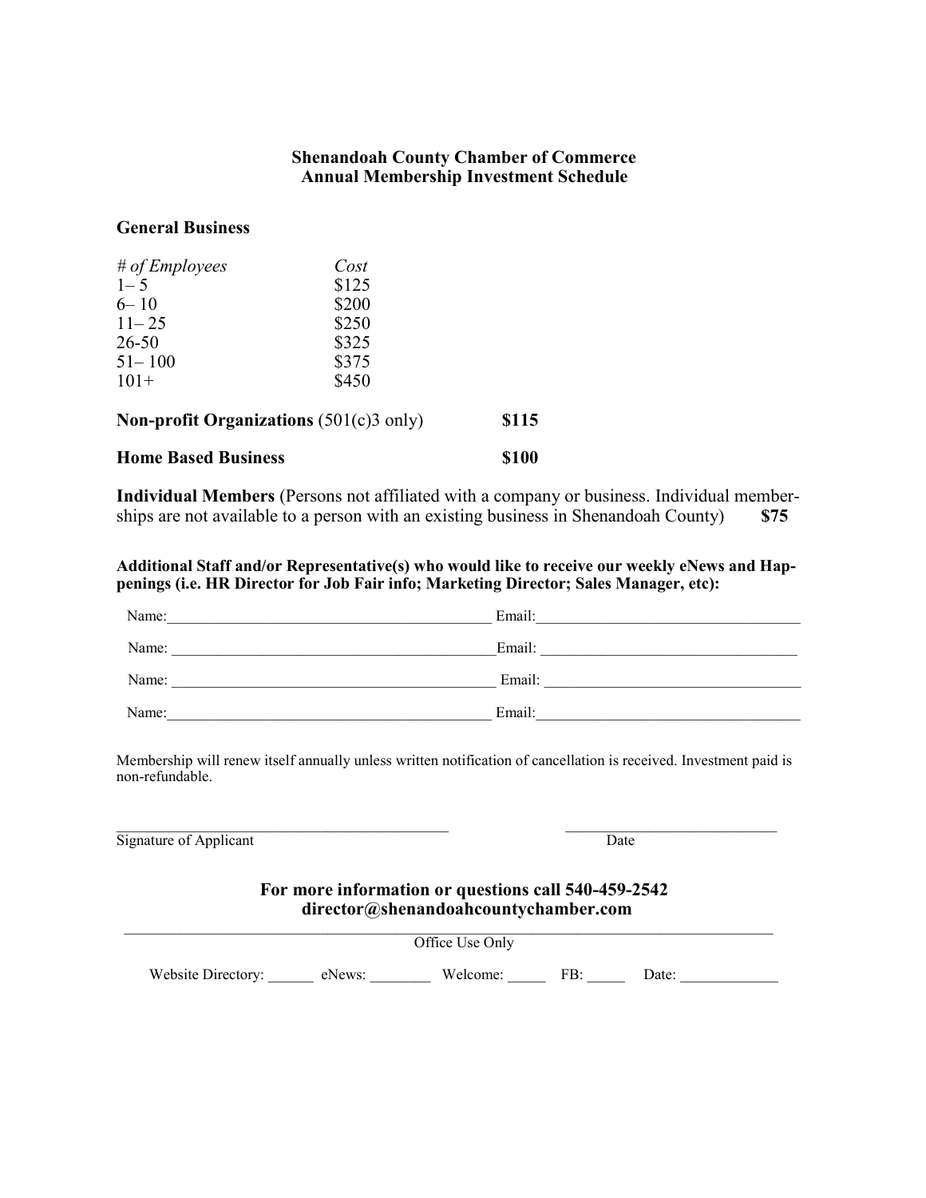## Shenandoah County Chamber of Commerce
## Annual Membership Investment Schedule

### General Business

| *# of Employees* | *Cost* |
|---|---|
| 1– 5 | $125 |
| 6– 10 | $200 |
| 11– 25 | $250 |
| 26-50 | $325 |
| 51– 100 | $375 |
| 101+ | $450 |

**Non-profit Organizations** (501(c)3 only) **$115**

**Home Based Business** **$100**

**Individual Members** (Persons not affiliated with a company or business. Individual memberships are not available to a person with an existing business in Shenandoah County) **$75**

**Additional Staff and/or Representative(s) who would like to receive our weekly eNews and Happenings (i.e. HR Director for Job Fair info; Marketing Director; Sales Manager, etc):**

Name:_____________________________________________ Email:___________________________________

Name: _____________________________________________Email: __________________________________

Name: _____________________________________________ Email: __________________________________

Name:_____________________________________________ Email:___________________________________

Membership will renew itself annually unless written notification of cancellation is received. Investment paid is non-refundable.

_____________________________________________ ____________________________

Signature of Applicant Date

**For more information or questions call 540-459-2542**
**director@shenandoahcountychamber.com**

Office Use Only

Website Directory: ______ eNews: ________ Welcome: _____ FB: _____ Date: _____________